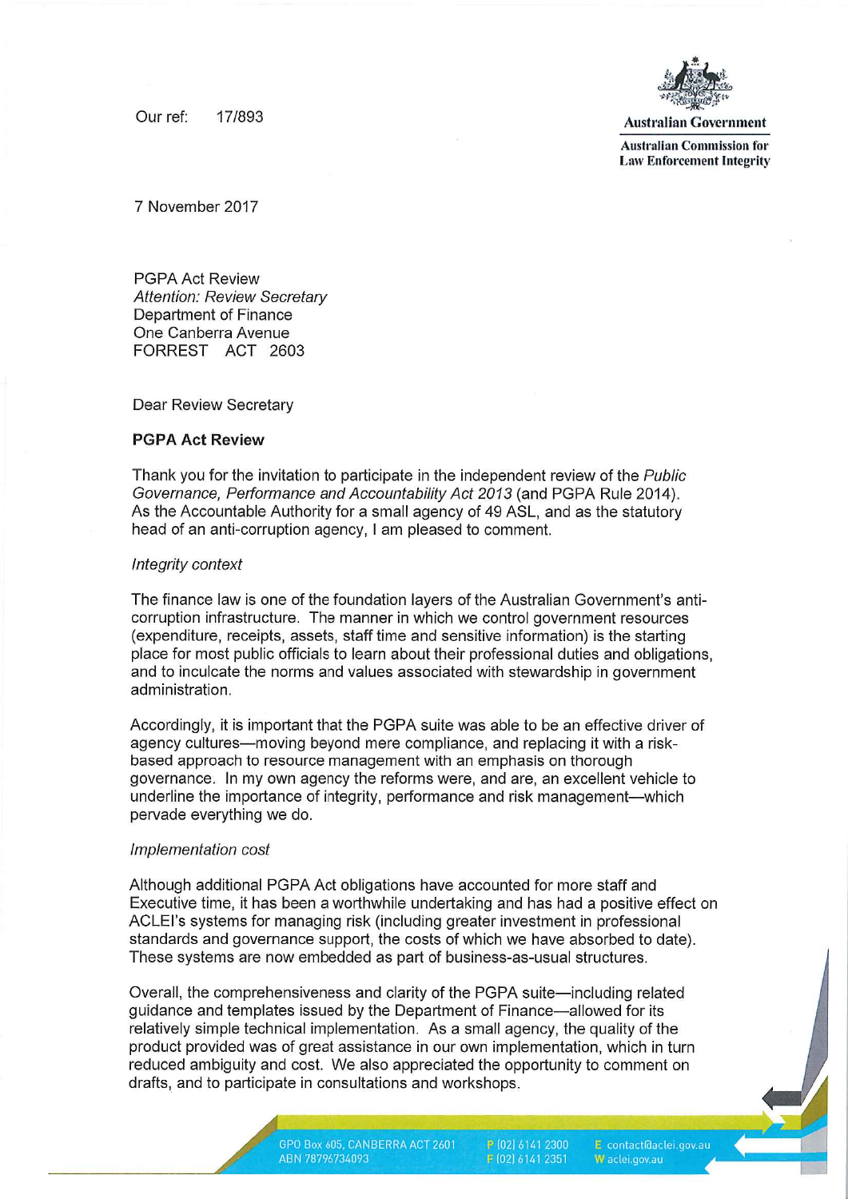Our ref: 17/893

**Australian Government**

**Australian Commission for Law Enforcement Integrity**

7 November 2017

PGPA Act Review
*Attention: Review Secretary*
Department of Finance
One Canberra Avenue
FORREST ACT 2603

Dear Review Secretary

**PGPA Act Review**

Thank you for the invitation to participate in the independent review of the *Public Governance, Performance and Accountability Act 2013* (and PGPA Rule 2014). As the Accountable Authority for a small agency of 49 ASL, and as the statutory head of an anti-corruption agency, I am pleased to comment.

*Integrity context*

The finance law is one of the foundation layers of the Australian Government's anti-corruption infrastructure. The manner in which we control government resources (expenditure, receipts, assets, staff time and sensitive information) is the starting place for most public officials to learn about their professional duties and obligations, and to inculcate the norms and values associated with stewardship in government administration.

Accordingly, it is important that the PGPA suite was able to be an effective driver of agency cultures—moving beyond mere compliance, and replacing it with a risk-based approach to resource management with an emphasis on thorough governance. In my own agency the reforms were, and are, an excellent vehicle to underline the importance of integrity, performance and risk management—which pervade everything we do.

*Implementation cost*

Although additional PGPA Act obligations have accounted for more staff and Executive time, it has been a worthwhile undertaking and has had a positive effect on ACLEI's systems for managing risk (including greater investment in professional standards and governance support, the costs of which we have absorbed to date). These systems are now embedded as part of business-as-usual structures.

Overall, the comprehensiveness and clarity of the PGPA suite—including related guidance and templates issued by the Department of Finance—allowed for its relatively simple technical implementation. As a small agency, the quality of the product provided was of great assistance in our own implementation, which in turn reduced ambiguity and cost. We also appreciated the opportunity to comment on drafts, and to participate in consultations and workshops.

GPO Box 605, CANBERRA ACT 2601 ABN 78796734093 P (02) 6141 2300 F (02) 6141 2351 E contact@aclei.gov.au W aclei.gov.au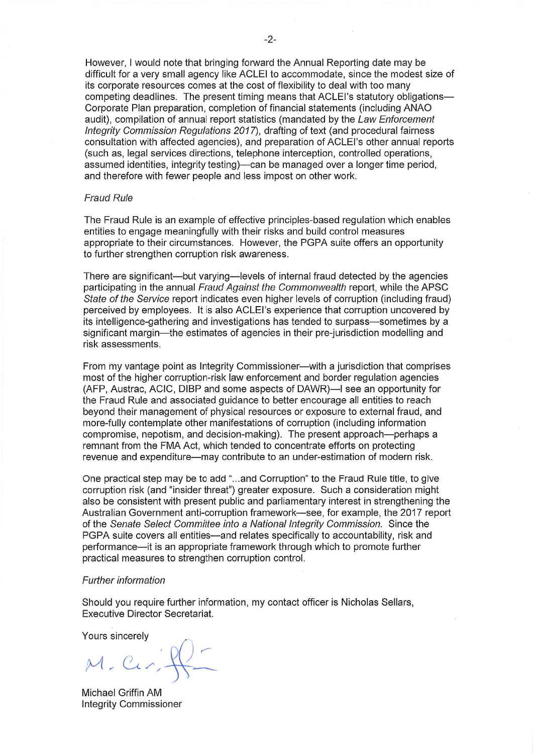However, I would note that bringing forward the Annual Reporting date may be difficult for a very small agency like ACLEI to accommodate, since the modest size of its corporate resources comes at the cost of flexibility to deal with too many competing deadlines. The present timing means that ACLEI's statutory obligations—Corporate Plan preparation, completion of financial statements (including ANAO audit), compilation of annual report statistics (mandated by the *Law Enforcement Integrity Commission Regulations 2017*), drafting of text (and procedural fairness consultation with affected agencies), and preparation of ACLEI's other annual reports (such as, legal services directions, telephone interception, controlled operations, assumed identities, integrity testing)—can be managed over a longer time period, and therefore with fewer people and less impost on other work.

*Fraud Rule*

The Fraud Rule is an example of effective principles-based regulation which enables entities to engage meaningfully with their risks and build control measures appropriate to their circumstances. However, the PGPA suite offers an opportunity to further strengthen corruption risk awareness.

There are significant—but varying—levels of internal fraud detected by the agencies participating in the annual *Fraud Against the Commonwealth* report, while the APSC *State of the Service* report indicates even higher levels of corruption (including fraud) perceived by employees. It is also ACLEI's experience that corruption uncovered by its intelligence-gathering and investigations has tended to surpass—sometimes by a significant margin—the estimates of agencies in their pre-jurisdiction modelling and risk assessments.

From my vantage point as Integrity Commissioner—with a jurisdiction that comprises most of the higher corruption-risk law enforcement and border regulation agencies (AFP, Austrac, ACIC, DIBP and some aspects of DAWR)—I see an opportunity for the Fraud Rule and associated guidance to better encourage all entities to reach beyond their management of physical resources or exposure to external fraud, and more-fully contemplate other manifestations of corruption (including information compromise, nepotism, and decision-making). The present approach—perhaps a remnant from the FMA Act, which tended to concentrate efforts on protecting revenue and expenditure—may contribute to an under-estimation of modern risk.

One practical step may be to add "...and Corruption" to the Fraud Rule title, to give corruption risk (and "insider threat") greater exposure. Such a consideration might also be consistent with present public and parliamentary interest in strengthening the Australian Government anti-corruption framework—see, for example, the 2017 report of the *Senate Select Committee into a National Integrity Commission*. Since the PGPA suite covers all entities—and relates specifically to accountability, risk and performance—it is an appropriate framework through which to promote further practical measures to strengthen corruption control.

*Further information*

Should you require further information, my contact officer is Nicholas Sellars, Executive Director Secretariat.

Yours sincerely

Michael Griffin AM
Integrity Commissioner